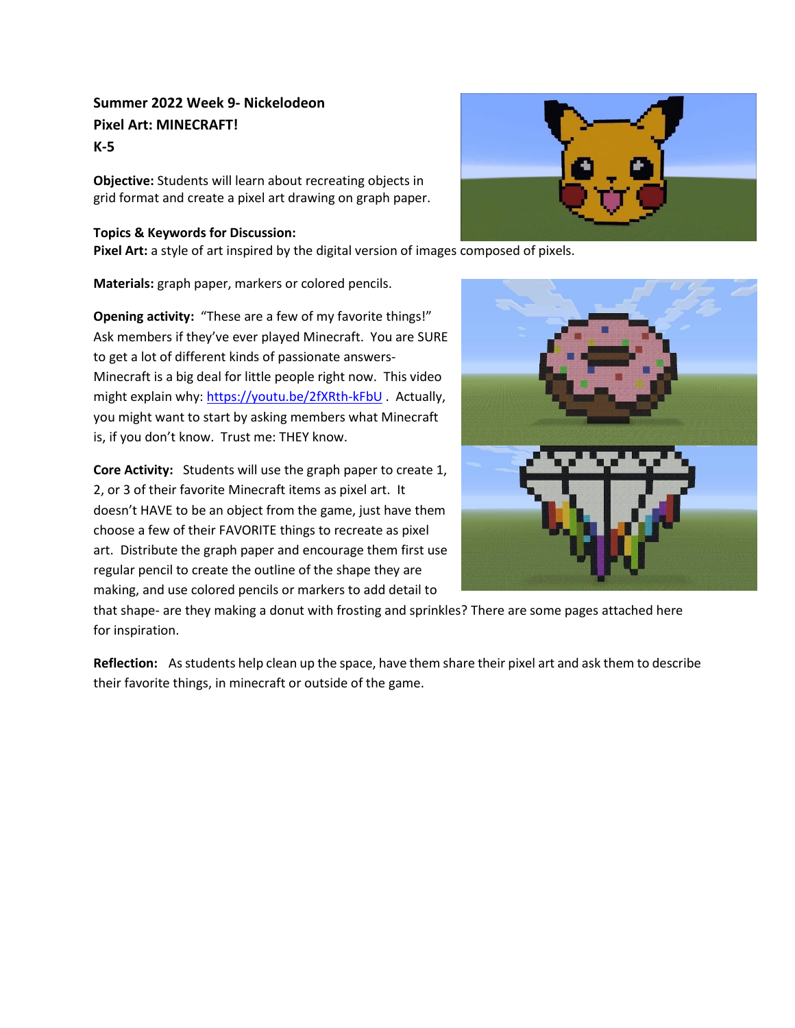**Summer 2022 Week 9- Nickelodeon**
**Pixel Art: MINECRAFT!**
**K-5**

**Objective:** Students will learn about recreating objects in grid format and create a pixel art drawing on graph paper.

**Topics & Keywords for Discussion:**
**Pixel Art:** a style of art inspired by the digital version of images composed of pixels.

**Materials:** graph paper, markers or colored pencils.

**Opening activity:** "These are a few of my favorite things!" Ask members if they've ever played Minecraft. You are SURE to get a lot of different kinds of passionate answers- Minecraft is a big deal for little people right now. This video might explain why: https://youtu.be/2fXRth-kFbU . Actually, you might want to start by asking members what Minecraft is, if you don't know. Trust me: THEY know.

**Core Activity:** Students will use the graph paper to create 1, 2, or 3 of their favorite Minecraft items as pixel art. It doesn't HAVE to be an object from the game, just have them choose a few of their FAVORITE things to recreate as pixel art. Distribute the graph paper and encourage them first use regular pencil to create the outline of the shape they are making, and use colored pencils or markers to add detail to that shape- are they making a donut with frosting and sprinkles? There are some pages attached here for inspiration.

**Reflection:** As students help clean up the space, have them share their pixel art and ask them to describe their favorite things, in minecraft or outside of the game.